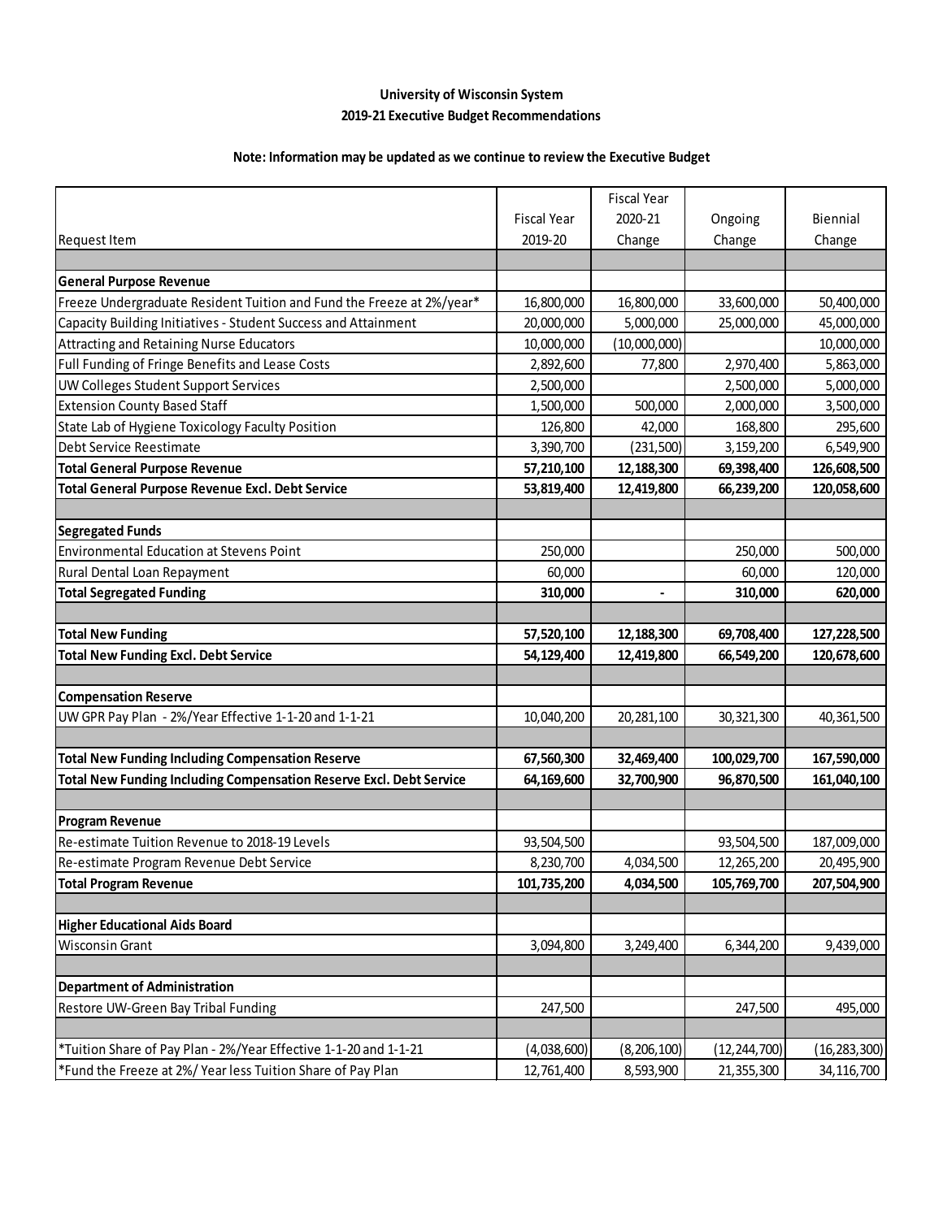**University of Wisconsin System**

**2019-21 Executive Budget Recommendations**

**Note: Information may be updated as we continue to review the Executive Budget**

| Request Item | Fiscal Year 2019-20 | Fiscal Year 2020-21 Change | Ongoing Change | Biennial Change |
|---|---|---|---|---|
| | | | | |
| **General Purpose Revenue** | | | | |
| Freeze Undergraduate Resident Tuition and Fund the Freeze at 2%/year* | 16,800,000 | 16,800,000 | 33,600,000 | 50,400,000 |
| Capacity Building Initiatives - Student Success and Attainment | 20,000,000 | 5,000,000 | 25,000,000 | 45,000,000 |
| Attracting and Retaining Nurse Educators | 10,000,000 | (10,000,000) | | 10,000,000 |
| Full Funding of Fringe Benefits and Lease Costs | 2,892,600 | 77,800 | 2,970,400 | 5,863,000 |
| UW Colleges Student Support Services | 2,500,000 | | 2,500,000 | 5,000,000 |
| Extension County Based Staff | 1,500,000 | 500,000 | 2,000,000 | 3,500,000 |
| State Lab of Hygiene Toxicology Faculty Position | 126,800 | 42,000 | 168,800 | 295,600 |
| Debt Service Reestimate | 3,390,700 | (231,500) | 3,159,200 | 6,549,900 |
| **Total General Purpose Revenue** | **57,210,100** | **12,188,300** | **69,398,400** | **126,608,500** |
| **Total General Purpose Revenue Excl. Debt Service** | **53,819,400** | **12,419,800** | **66,239,200** | **120,058,600** |
| | | | | |
| **Segregated Funds** | | | | |
| Environmental Education at Stevens Point | 250,000 | | 250,000 | 500,000 |
| Rural Dental Loan Repayment | 60,000 | | 60,000 | 120,000 |
| **Total Segregated Funding** | **310,000** | **-** | **310,000** | **620,000** |
| | | | | |
| **Total New Funding** | **57,520,100** | **12,188,300** | **69,708,400** | **127,228,500** |
| **Total New Funding Excl. Debt Service** | **54,129,400** | **12,419,800** | **66,549,200** | **120,678,600** |
| | | | | |
| **Compensation Reserve** | | | | |
| UW GPR Pay Plan - 2%/Year Effective 1-1-20 and 1-1-21 | 10,040,200 | 20,281,100 | 30,321,300 | 40,361,500 |
| | | | | |
| **Total New Funding Including Compensation Reserve** | **67,560,300** | **32,469,400** | **100,029,700** | **167,590,000** |
| **Total New Funding Including Compensation Reserve Excl. Debt Service** | **64,169,600** | **32,700,900** | **96,870,500** | **161,040,100** |
| | | | | |
| **Program Revenue** | | | | |
| Re-estimate Tuition Revenue to 2018-19 Levels | 93,504,500 | | 93,504,500 | 187,009,000 |
| Re-estimate Program Revenue Debt Service | 8,230,700 | 4,034,500 | 12,265,200 | 20,495,900 |
| **Total Program Revenue** | **101,735,200** | **4,034,500** | **105,769,700** | **207,504,900** |
| | | | | |
| **Higher Educational Aids Board** | | | | |
| Wisconsin Grant | 3,094,800 | 3,249,400 | 6,344,200 | 9,439,000 |
| | | | | |
| **Department of Administration** | | | | |
| Restore UW-Green Bay Tribal Funding | 247,500 | | 247,500 | 495,000 |
| | | | | |
| *Tuition Share of Pay Plan - 2%/Year Effective 1-1-20 and 1-1-21 | (4,038,600) | (8,206,100) | (12,244,700) | (16,283,300) |
| *Fund the Freeze at 2%/ Year less Tuition Share of Pay Plan | 12,761,400 | 8,593,900 | 21,355,300 | 34,116,700 |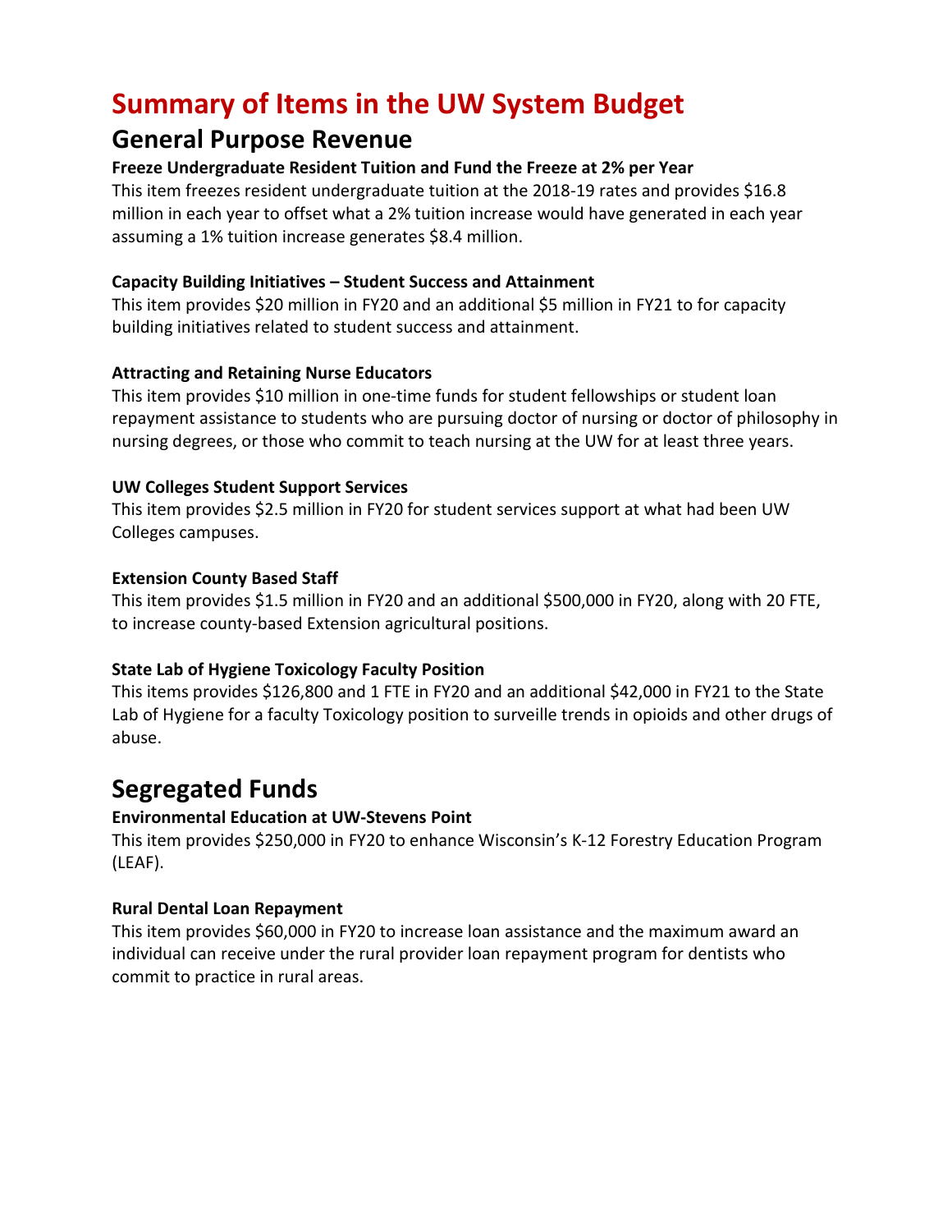# Summary of Items in the UW System Budget

## General Purpose Revenue

**Freeze Undergraduate Resident Tuition and Fund the Freeze at 2% per Year**

This item freezes resident undergraduate tuition at the 2018-19 rates and provides $16.8 million in each year to offset what a 2% tuition increase would have generated in each year assuming a 1% tuition increase generates $8.4 million.

**Capacity Building Initiatives – Student Success and Attainment**

This item provides $20 million in FY20 and an additional $5 million in FY21 to for capacity building initiatives related to student success and attainment.

**Attracting and Retaining Nurse Educators**

This item provides $10 million in one-time funds for student fellowships or student loan repayment assistance to students who are pursuing doctor of nursing or doctor of philosophy in nursing degrees, or those who commit to teach nursing at the UW for at least three years.

**UW Colleges Student Support Services**

This item provides $2.5 million in FY20 for student services support at what had been UW Colleges campuses.

**Extension County Based Staff**

This item provides $1.5 million in FY20 and an additional $500,000 in FY20, along with 20 FTE, to increase county-based Extension agricultural positions.

**State Lab of Hygiene Toxicology Faculty Position**

This items provides $126,800 and 1 FTE in FY20 and an additional $42,000 in FY21 to the State Lab of Hygiene for a faculty Toxicology position to surveille trends in opioids and other drugs of abuse.

## Segregated Funds

**Environmental Education at UW-Stevens Point**

This item provides $250,000 in FY20 to enhance Wisconsin's K-12 Forestry Education Program (LEAF).

**Rural Dental Loan Repayment**

This item provides $60,000 in FY20 to increase loan assistance and the maximum award an individual can receive under the rural provider loan repayment program for dentists who commit to practice in rural areas.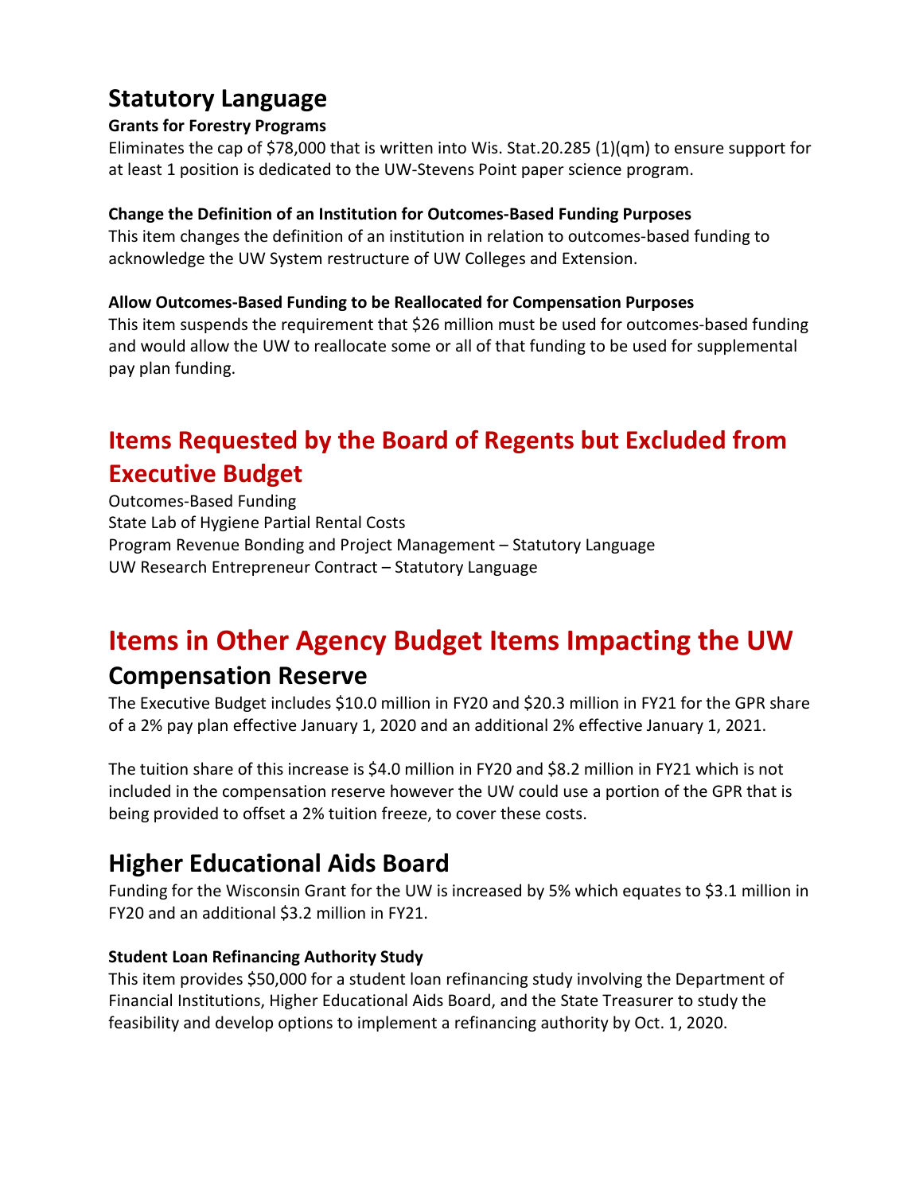## Statutory Language

**Grants for Forestry Programs**

Eliminates the cap of $78,000 that is written into Wis. Stat.20.285 (1)(qm) to ensure support for at least 1 position is dedicated to the UW-Stevens Point paper science program.

**Change the Definition of an Institution for Outcomes-Based Funding Purposes**

This item changes the definition of an institution in relation to outcomes-based funding to acknowledge the UW System restructure of UW Colleges and Extension.

**Allow Outcomes-Based Funding to be Reallocated for Compensation Purposes**

This item suspends the requirement that $26 million must be used for outcomes-based funding and would allow the UW to reallocate some or all of that funding to be used for supplemental pay plan funding.

# Items Requested by the Board of Regents but Excluded from Executive Budget

Outcomes-Based Funding
State Lab of Hygiene Partial Rental Costs
Program Revenue Bonding and Project Management – Statutory Language
UW Research Entrepreneur Contract – Statutory Language

# Items in Other Agency Budget Items Impacting the UW

## Compensation Reserve

The Executive Budget includes $10.0 million in FY20 and $20.3 million in FY21 for the GPR share of a 2% pay plan effective January 1, 2020 and an additional 2% effective January 1, 2021.

The tuition share of this increase is $4.0 million in FY20 and $8.2 million in FY21 which is not included in the compensation reserve however the UW could use a portion of the GPR that is being provided to offset a 2% tuition freeze, to cover these costs.

## Higher Educational Aids Board

Funding for the Wisconsin Grant for the UW is increased by 5% which equates to $3.1 million in FY20 and an additional $3.2 million in FY21.

**Student Loan Refinancing Authority Study**

This item provides $50,000 for a student loan refinancing study involving the Department of Financial Institutions, Higher Educational Aids Board, and the State Treasurer to study the feasibility and develop options to implement a refinancing authority by Oct. 1, 2020.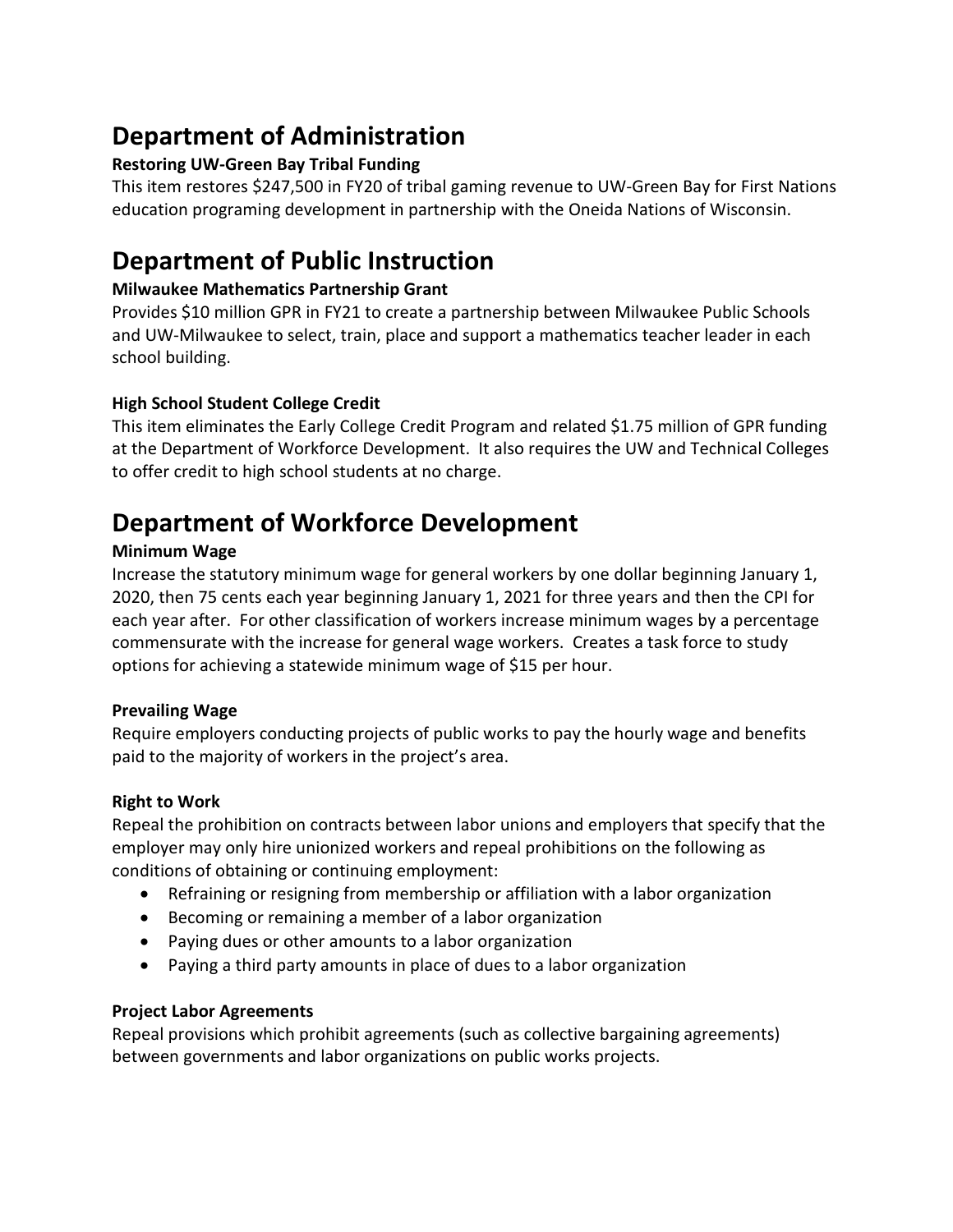# Department of Administration

### Restoring UW-Green Bay Tribal Funding

This item restores $247,500 in FY20 of tribal gaming revenue to UW-Green Bay for First Nations education programing development in partnership with the Oneida Nations of Wisconsin.

# Department of Public Instruction

### Milwaukee Mathematics Partnership Grant

Provides $10 million GPR in FY21 to create a partnership between Milwaukee Public Schools and UW-Milwaukee to select, train, place and support a mathematics teacher leader in each school building.

### High School Student College Credit

This item eliminates the Early College Credit Program and related $1.75 million of GPR funding at the Department of Workforce Development. It also requires the UW and Technical Colleges to offer credit to high school students at no charge.

# Department of Workforce Development

### Minimum Wage

Increase the statutory minimum wage for general workers by one dollar beginning January 1, 2020, then 75 cents each year beginning January 1, 2021 for three years and then the CPI for each year after. For other classification of workers increase minimum wages by a percentage commensurate with the increase for general wage workers. Creates a task force to study options for achieving a statewide minimum wage of $15 per hour.

### Prevailing Wage

Require employers conducting projects of public works to pay the hourly wage and benefits paid to the majority of workers in the project's area.

### Right to Work

Repeal the prohibition on contracts between labor unions and employers that specify that the employer may only hire unionized workers and repeal prohibitions on the following as conditions of obtaining or continuing employment:

- Refraining or resigning from membership or affiliation with a labor organization
- Becoming or remaining a member of a labor organization
- Paying dues or other amounts to a labor organization
- Paying a third party amounts in place of dues to a labor organization

### Project Labor Agreements

Repeal provisions which prohibit agreements (such as collective bargaining agreements) between governments and labor organizations on public works projects.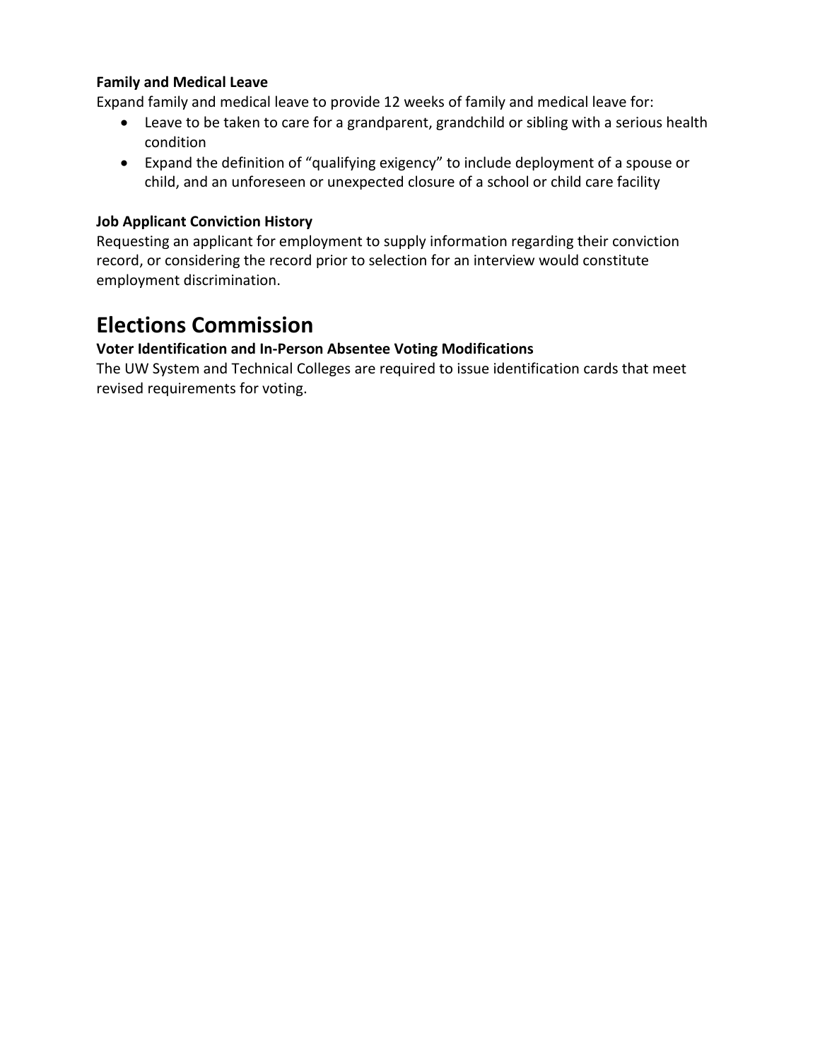**Family and Medical Leave**

Expand family and medical leave to provide 12 weeks of family and medical leave for:

- Leave to be taken to care for a grandparent, grandchild or sibling with a serious health condition
- Expand the definition of "qualifying exigency" to include deployment of a spouse or child, and an unforeseen or unexpected closure of a school or child care facility

**Job Applicant Conviction History**

Requesting an applicant for employment to supply information regarding their conviction record, or considering the record prior to selection for an interview would constitute employment discrimination.

# Elections Commission

**Voter Identification and In-Person Absentee Voting Modifications**

The UW System and Technical Colleges are required to issue identification cards that meet revised requirements for voting.